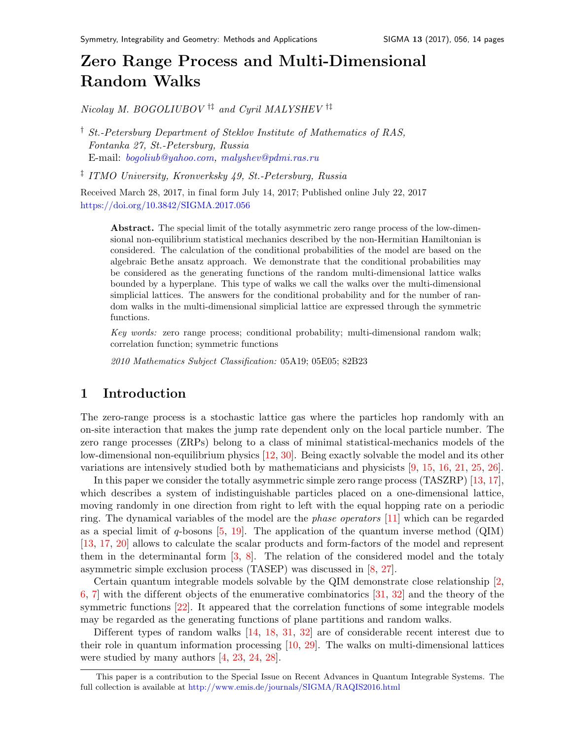# Zero Range Process and Multi-Dimensional Random Walks

*Nicolay M. BOGOLIUBOV* [†‡] *and Cyril MALYSHEV* [†‡]

[†] *St.-Petersburg Department of Steklov Institute of Mathematics of RAS, Fontanka 27, St.-Petersburg, Russia*
E-mail: bogoliub@yahoo.com, malyshev@pdmi.ras.ru

[‡] *ITMO University, Kronverksky 49, St.-Petersburg, Russia*

Received March 28, 2017, in final form July 14, 2017; Published online July 22, 2017
https://doi.org/10.3842/SIGMA.2017.056

> **Abstract.** The special limit of the totally asymmetric zero range process of the low-dimensional non-equilibrium statistical mechanics described by the non-Hermitian Hamiltonian is considered. The calculation of the conditional probabilities of the model are based on the algebraic Bethe ansatz approach. We demonstrate that the conditional probabilities may be considered as the generating functions of the random multi-dimensional lattice walks bounded by a hyperplane. This type of walks we call the walks over the multi-dimensional simplicial lattices. The answers for the conditional probability and for the number of random walks in the multi-dimensional simplicial lattice are expressed through the symmetric functions.
>
> *Key words:* zero range process; conditional probability; multi-dimensional random walk; correlation function; symmetric functions
>
> *2010 Mathematics Subject Classification:* 05A19; 05E05; 82B23

## 1 Introduction

The zero-range process is a stochastic lattice gas where the particles hop randomly with an on-site interaction that makes the jump rate dependent only on the local particle number. The zero range processes (ZRPs) belong to a class of minimal statistical-mechanics models of the low-dimensional non-equilibrium physics [12, 30]. Being exactly solvable the model and its other variations are intensively studied both by mathematicians and physicists [9, 15, 16, 21, 25, 26].

In this paper we consider the totally asymmetric simple zero range process (TASZRP) [13, 17], which describes a system of indistinguishable particles placed on a one-dimensional lattice, moving randomly in one direction from right to left with the equal hopping rate on a periodic ring. The dynamical variables of the model are the *phase operators* [11] which can be regarded as a special limit of $q$-bosons [5, 19]. The application of the quantum inverse method (QIM) [13, 17, 20] allows to calculate the scalar products and form-factors of the model and represent them in the determinantal form [3, 8]. The relation of the considered model and the totaly asymmetric simple exclusion process (TASEP) was discussed in [8, 27].

Certain quantum integrable models solvable by the QIM demonstrate close relationship [2, 6, 7] with the different objects of the enumerative combinatorics [31, 32] and the theory of the symmetric functions [22]. It appeared that the correlation functions of some integrable models may be regarded as the generating functions of plane partitions and random walks.

Different types of random walks [14, 18, 31, 32] are of considerable recent interest due to their role in quantum information processing [10, 29]. The walks on multi-dimensional lattices were studied by many authors [4, 23, 24, 28].

This paper is a contribution to the Special Issue on Recent Advances in Quantum Integrable Systems. The full collection is available at http://www.emis.de/journals/SIGMA/RAQIS2016.html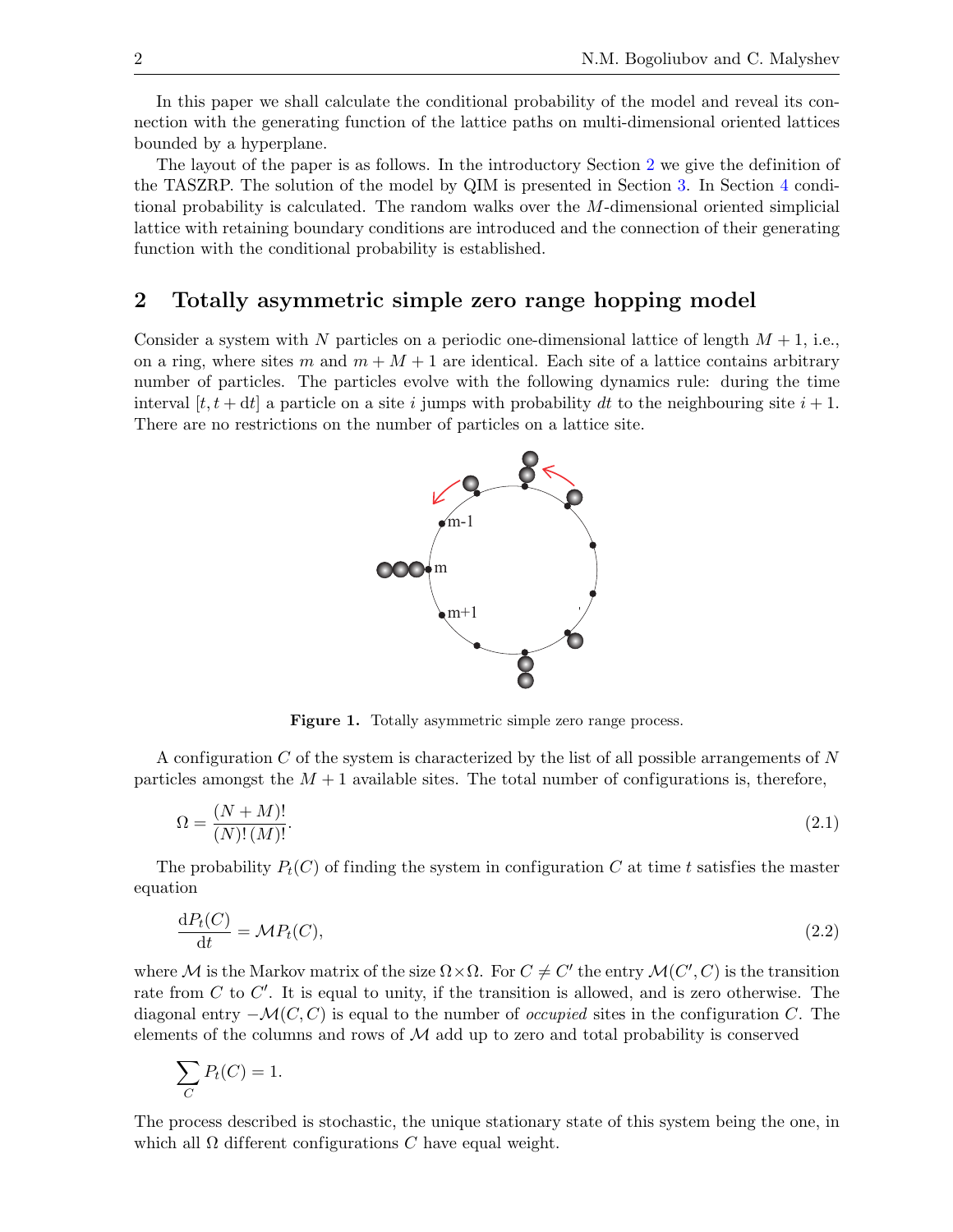In this paper we shall calculate the conditional probability of the model and reveal its connection with the generating function of the lattice paths on multi-dimensional oriented lattices bounded by a hyperplane.

The layout of the paper is as follows. In the introductory Section 2 we give the definition of the TASZRP. The solution of the model by QIM is presented in Section 3. In Section 4 conditional probability is calculated. The random walks over the $M$-dimensional oriented simplicial lattice with retaining boundary conditions are introduced and the connection of their generating function with the conditional probability is established.

## 2 Totally asymmetric simple zero range hopping model

Consider a system with $N$ particles on a periodic one-dimensional lattice of length $M+1$, i.e., on a ring, where sites $m$ and $m+M+1$ are identical. Each site of a lattice contains arbitrary number of particles. The particles evolve with the following dynamics rule: during the time interval $[t, t+\mathrm{d}t]$ a particle on a site $i$ jumps with probability $dt$ to the neighbouring site $i+1$. There are no restrictions on the number of particles on a lattice site.

**Figure 1.** Totally asymmetric simple zero range process.

A configuration $C$ of the system is characterized by the list of all possible arrangements of $N$ particles amongst the $M+1$ available sites. The total number of configurations is, therefore,

$$\Omega = \frac{(N+M)!}{(N)!\,(M)!}. \tag{2.1}$$

The probability $P_t(C)$ of finding the system in configuration $C$ at time $t$ satisfies the master equation

$$\frac{\mathrm{d}P_t(C)}{\mathrm{d}t} = \mathcal{M}P_t(C), \tag{2.2}$$

where $\mathcal{M}$ is the Markov matrix of the size $\Omega \times \Omega$. For $C \neq C'$ the entry $\mathcal{M}(C', C)$ is the transition rate from $C$ to $C'$. It is equal to unity, if the transition is allowed, and is zero otherwise. The diagonal entry $-\mathcal{M}(C, C)$ is equal to the number of *occupied* sites in the configuration $C$. The elements of the columns and rows of $\mathcal{M}$ add up to zero and total probability is conserved

$$\sum_C P_t(C) = 1.$$

The process described is stochastic, the unique stationary state of this system being the one, in which all $\Omega$ different configurations $C$ have equal weight.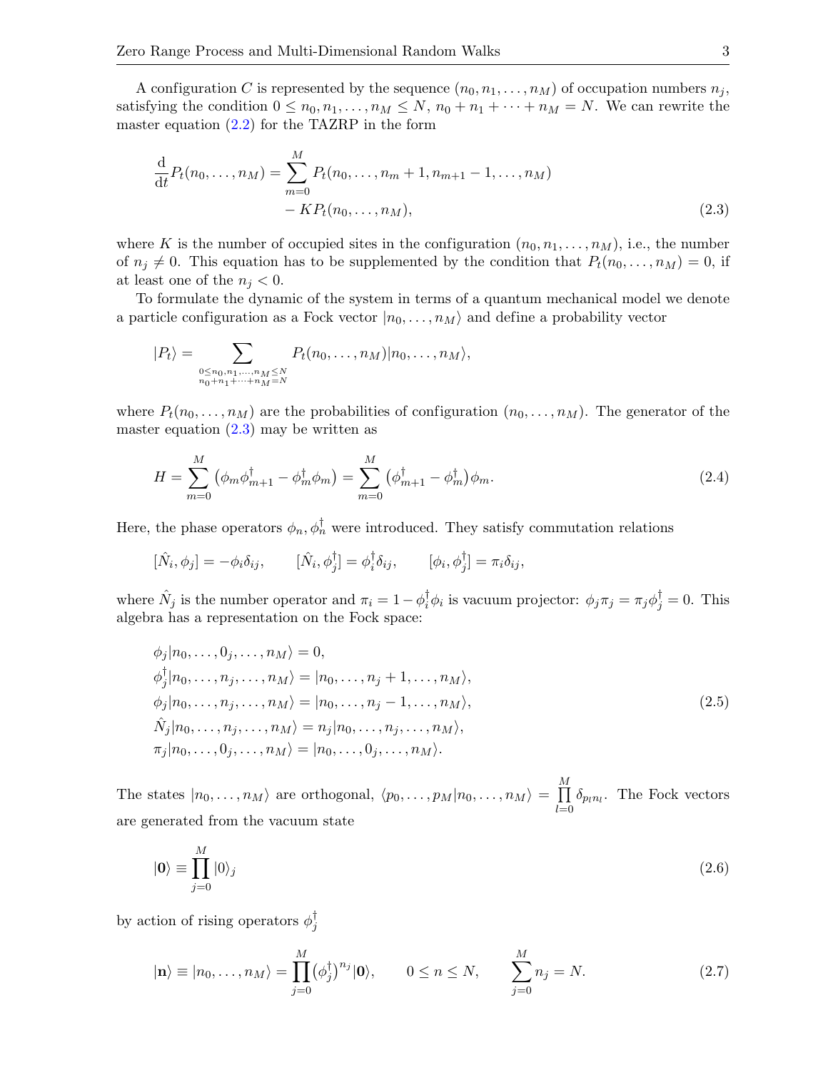A configuration $C$ is represented by the sequence $(n_0, n_1, \ldots, n_M)$ of occupation numbers $n_j$, satisfying the condition $0 \le n_0, n_1, \ldots, n_M \le N$, $n_0 + n_1 + \cdots + n_M = N$. We can rewrite the master equation (2.2) for the TAZRP in the form

$$
\begin{aligned}
\frac{\mathrm{d}}{\mathrm{d}t} P_t(n_0, \ldots, n_M) = \sum_{m=0}^{M} & P_t(n_0, \ldots, n_m + 1, n_{m+1} - 1, \ldots, n_M) \\
& - K P_t(n_0, \ldots, n_M),
\end{aligned}
\tag{2.3}
$$

where $K$ is the number of occupied sites in the configuration $(n_0, n_1, \ldots, n_M)$, i.e., the number of $n_j \neq 0$. This equation has to be supplemented by the condition that $P_t(n_0, \ldots, n_M) = 0$, if at least one of the $n_j < 0$.

To formulate the dynamic of the system in terms of a quantum mechanical model we denote a particle configuration as a Fock vector $|n_0, \ldots, n_M\rangle$ and define a probability vector

$$
|P_t\rangle = \sum_{\substack{0 \le n_0, n_1, \ldots, n_M \le N \\ n_0 + n_1 + \cdots + n_M = N}} P_t(n_0, \ldots, n_M) |n_0, \ldots, n_M\rangle,
$$

where $P_t(n_0, \ldots, n_M)$ are the probabilities of configuration $(n_0, \ldots, n_M)$. The generator of the master equation (2.3) may be written as

$$
H = \sum_{m=0}^{M} \left( \phi_m \phi^{\dagger}_{m+1} - \phi^{\dagger}_m \phi_m \right) = \sum_{m=0}^{M} \left( \phi^{\dagger}_{m+1} - \phi^{\dagger}_m \right) \phi_m. \tag{2.4}
$$

Here, the phase operators $\phi_n, \phi_n^{\dagger}$ were introduced. They satisfy commutation relations

$$
[\hat{N}_i, \phi_j] = -\phi_i \delta_{ij}, \qquad [\hat{N}_i, \phi^{\dagger}_j] = \phi^{\dagger}_i \delta_{ij}, \qquad [\phi_i, \phi^{\dagger}_j] = \pi_i \delta_{ij},
$$

where $\hat{N}_j$ is the number operator and $\pi_i = 1 - \phi^{\dagger}_i \phi_i$ is vacuum projector: $\phi_j \pi_j = \pi_j \phi^{\dagger}_j = 0$. This algebra has a representation on the Fock space:

$$
\begin{aligned}
&\phi_j |n_0, \ldots, 0_j, \ldots, n_M\rangle = 0, \\
&\phi^{\dagger}_j |n_0, \ldots, n_j, \ldots, n_M\rangle = |n_0, \ldots, n_j + 1, \ldots, n_M\rangle, \\
&\phi_j |n_0, \ldots, n_j, \ldots, n_M\rangle = |n_0, \ldots, n_j - 1, \ldots, n_M\rangle, \\
&\hat{N}_j |n_0, \ldots, n_j, \ldots, n_M\rangle = n_j |n_0, \ldots, n_j, \ldots, n_M\rangle, \\
&\pi_j |n_0, \ldots, 0_j, \ldots, n_M\rangle = |n_0, \ldots, 0_j, \ldots, n_M\rangle.
\end{aligned}
\tag{2.5}
$$

The states $|n_0, \ldots, n_M\rangle$ are orthogonal, $\langle p_0, \ldots, p_M | n_0, \ldots, n_M\rangle = \prod_{l=0}^{M} \delta_{p_l n_l}$. The Fock vectors are generated from the vacuum state

$$
|\mathbf{0}\rangle \equiv \prod_{j=0}^{M} |0\rangle_j \tag{2.6}
$$

by action of rising operators $\phi^{\dagger}_j$

$$
|\mathbf{n}\rangle \equiv |n_0, \ldots, n_M\rangle = \prod_{j=0}^{M} \left(\phi^{\dagger}_j\right)^{n_j} |\mathbf{0}\rangle, \qquad 0 \le n \le N, \qquad \sum_{j=0}^{M} n_j = N. \tag{2.7}
$$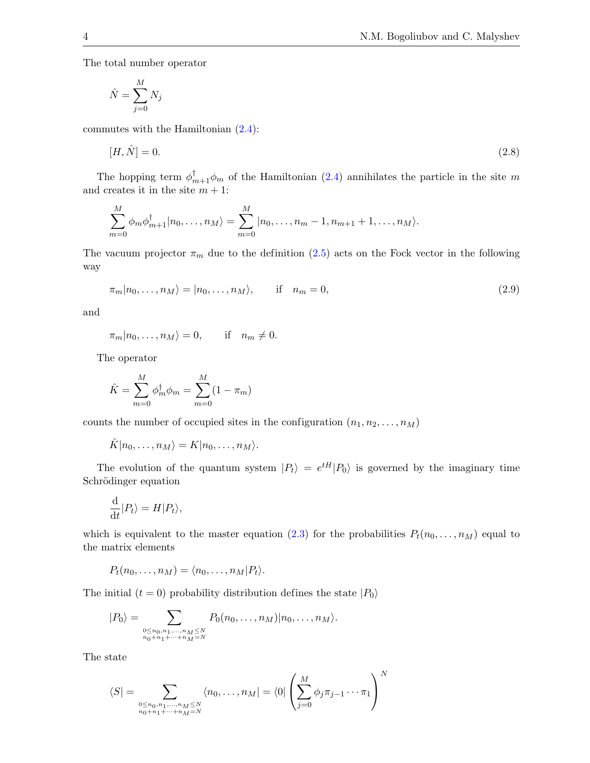The total number operator

$$\hat{N} = \sum_{j=0}^{M} N_j$$

commutes with the Hamiltonian (2.4):

$$[H, \hat{N}] = 0. \tag{2.8}$$

The hopping term $\phi_{m+1}^{\dagger}\phi_m$ of the Hamiltonian (2.4) annihilates the particle in the site $m$ and creates it in the site $m+1$:

$$\sum_{m=0}^{M} \phi_m \phi_{m+1}^{\dagger} |n_0, \dots, n_M\rangle = \sum_{m=0}^{M} |n_0, \dots, n_m - 1, n_{m+1} + 1, \dots, n_M\rangle.$$

The vacuum projector $\pi_m$ due to the definition (2.5) acts on the Fock vector in the following way

$$\pi_m |n_0, \dots, n_M\rangle = |n_0, \dots, n_M\rangle, \qquad \text{if} \quad n_m = 0, \tag{2.9}$$

and

$$\pi_m |n_0, \dots, n_M\rangle = 0, \qquad \text{if} \quad n_m \neq 0.$$

The operator

$$\hat{K} = \sum_{m=0}^{M} \phi_m^{\dagger} \phi_m = \sum_{m=0}^{M} (1 - \pi_m)$$

counts the number of occupied sites in the configuration $(n_1, n_2, \dots, n_M)$

$$\hat{K} |n_0, \dots, n_M\rangle = K |n_0, \dots, n_M\rangle.$$

The evolution of the quantum system $|P_t\rangle = e^{tH}|P_0\rangle$ is governed by the imaginary time Schrödinger equation

$$\frac{\mathrm{d}}{\mathrm{d}t} |P_t\rangle = H |P_t\rangle,$$

which is equivalent to the master equation (2.3) for the probabilities $P_t(n_0, \dots, n_M)$ equal to the matrix elements

$$P_t(n_0, \dots, n_M) = \langle n_0, \dots, n_M | P_t \rangle.$$

The initial ($t = 0$) probability distribution defines the state $|P_0\rangle$

$$|P_0\rangle = \sum_{\substack{0 \le n_0, n_1, \dots, n_M \le N \\ n_0 + n_1 + \dots + n_M = N}} P_0(n_0, \dots, n_M) |n_0, \dots, n_M\rangle.$$

The state

$$\langle S| = \sum_{\substack{0 \le n_0, n_1, \dots, n_M \le N \\ n_0 + n_1 + \dots + n_M = N}} \langle n_0, \dots, n_M| = \langle 0| \left( \sum_{j=0}^{M} \phi_j \pi_{j-1} \cdots \pi_1 \right)^N$$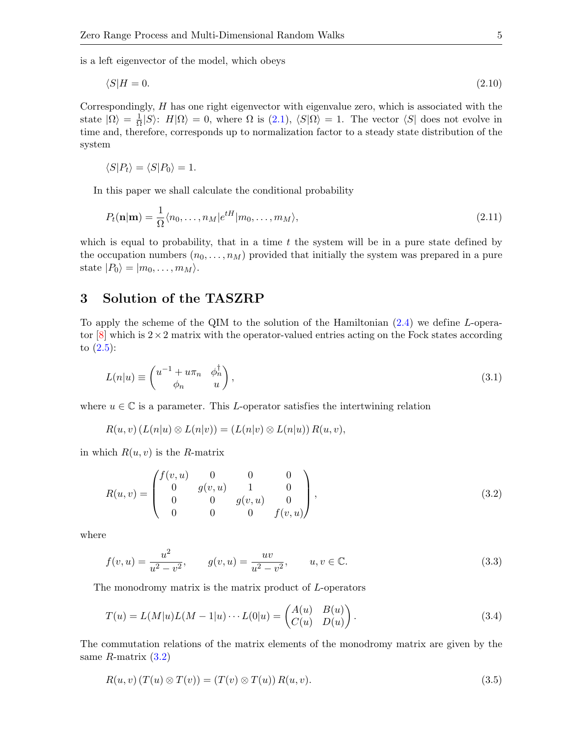is a left eigenvector of the model, which obeys

$$\langle S|H = 0. \tag{2.10}$$

Correspondingly, $H$ has one right eigenvector with eigenvalue zero, which is associated with the state $|\Omega\rangle = \frac{1}{\Omega}|S\rangle$: $H|\Omega\rangle = 0$, where $\Omega$ is (2.1), $\langle S|\Omega\rangle = 1$. The vector $\langle S|$ does not evolve in time and, therefore, corresponds up to normalization factor to a steady state distribution of the system

$$\langle S|P_t\rangle = \langle S|P_0\rangle = 1.$$

In this paper we shall calculate the conditional probability

$$P_t(\mathbf{n}|\mathbf{m}) = \frac{1}{\Omega}\langle n_0, \ldots, n_M|e^{tH}|m_0, \ldots, m_M\rangle, \tag{2.11}$$

which is equal to probability, that in a time $t$ the system will be in a pure state defined by the occupation numbers $(n_0, \ldots, n_M)$ provided that initially the system was prepared in a pure state $|P_0\rangle = |m_0, \ldots, m_M\rangle$.

## 3 Solution of the TASZRP

To apply the scheme of the QIM to the solution of the Hamiltonian (2.4) we define $L$-operator [8] which is $2 \times 2$ matrix with the operator-valued entries acting on the Fock states according to (2.5):

$$L(n|u) \equiv \begin{pmatrix} u^{-1} + u\pi_n & \phi_n^\dagger \\ \phi_n & u \end{pmatrix}, \tag{3.1}$$

where $u \in \mathbb{C}$ is a parameter. This $L$-operator satisfies the intertwining relation

$$R(u,v)\left(L(n|u) \otimes L(n|v)\right) = \left(L(n|v) \otimes L(n|u)\right) R(u,v),$$

in which $R(u,v)$ is the $R$-matrix

$$R(u,v) = \begin{pmatrix} f(v,u) & 0 & 0 & 0 \\ 0 & g(v,u) & 1 & 0 \\ 0 & 0 & g(v,u) & 0 \\ 0 & 0 & 0 & f(v,u) \end{pmatrix}, \tag{3.2}$$

where

$$f(v,u) = \frac{u^2}{u^2 - v^2}, \qquad g(v,u) = \frac{uv}{u^2 - v^2}, \qquad u, v \in \mathbb{C}. \tag{3.3}$$

The monodromy matrix is the matrix product of $L$-operators

$$T(u) = L(M|u)L(M-1|u)\cdots L(0|u) = \begin{pmatrix} A(u) & B(u) \\ C(u) & D(u) \end{pmatrix}. \tag{3.4}$$

The commutation relations of the matrix elements of the monodromy matrix are given by the same $R$-matrix (3.2)

$$R(u,v)\left(T(u) \otimes T(v)\right) = \left(T(v) \otimes T(u)\right) R(u,v). \tag{3.5}$$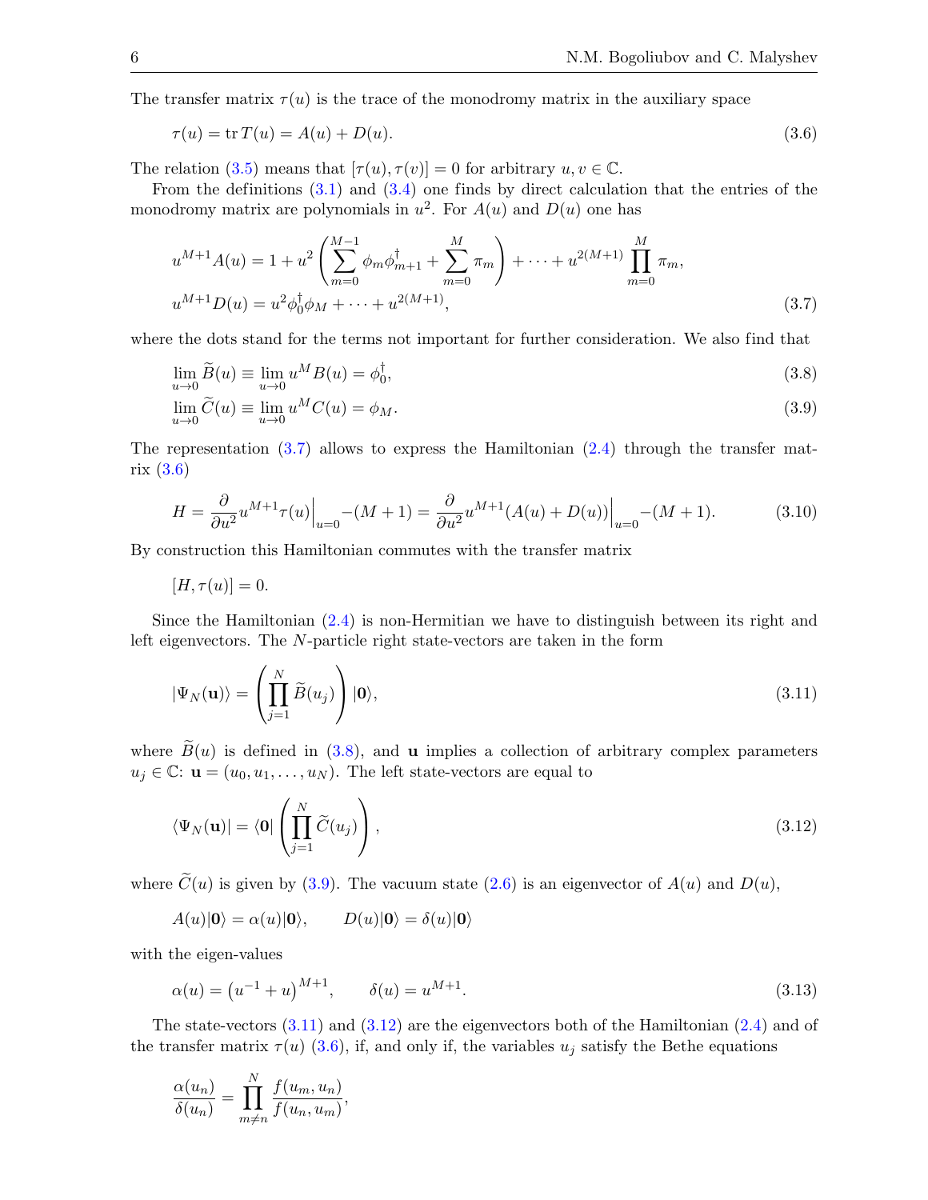The transfer matrix $\tau(u)$ is the trace of the monodromy matrix in the auxiliary space

$$\tau(u) = \operatorname{tr} T(u) = A(u) + D(u). \tag{3.6}$$

The relation (3.5) means that $[\tau(u), \tau(v)] = 0$ for arbitrary $u, v \in \mathbb{C}$.

From the definitions (3.1) and (3.4) one finds by direct calculation that the entries of the monodromy matrix are polynomials in $u^2$. For $A(u)$ and $D(u)$ one has

$$\begin{aligned}
&u^{M+1} A(u) = 1 + u^2 \left( \sum_{m=0}^{M-1} \phi_m \phi_{m+1}^\dagger + \sum_{m=0}^{M} \pi_m \right) + \cdots + u^{2(M+1)} \prod_{m=0}^{M} \pi_m, \\
&u^{M+1} D(u) = u^2 \phi_0^\dagger \phi_M + \cdots + u^{2(M+1)},
\end{aligned} \tag{3.7}$$

where the dots stand for the terms not important for further consideration. We also find that

$$\lim_{u \to 0} \widetilde{B}(u) \equiv \lim_{u \to 0} u^M B(u) = \phi_0^\dagger, \tag{3.8}$$

$$\lim_{u \to 0} \widetilde{C}(u) \equiv \lim_{u \to 0} u^M C(u) = \phi_M. \tag{3.9}$$

The representation (3.7) allows to express the Hamiltonian (2.4) through the transfer matrix (3.6)

$$H = \frac{\partial}{\partial u^2} u^{M+1} \tau(u) \Big|_{u=0} - (M+1) = \frac{\partial}{\partial u^2} u^{M+1} (A(u) + D(u)) \Big|_{u=0} - (M+1). \tag{3.10}$$

By construction this Hamiltonian commutes with the transfer matrix

$$[H, \tau(u)] = 0.$$

Since the Hamiltonian (2.4) is non-Hermitian we have to distinguish between its right and left eigenvectors. The $N$-particle right state-vectors are taken in the form

$$|\Psi_N(\mathbf{u})\rangle = \left( \prod_{j=1}^{N} \widetilde{B}(u_j) \right) |\mathbf{0}\rangle, \tag{3.11}$$

where $\widetilde{B}(u)$ is defined in (3.8), and $\mathbf{u}$ implies a collection of arbitrary complex parameters $u_j \in \mathbb{C}$: $\mathbf{u} = (u_0, u_1, \ldots, u_N)$. The left state-vectors are equal to

$$\langle \Psi_N(\mathbf{u})| = \langle \mathbf{0}| \left( \prod_{j=1}^{N} \widetilde{C}(u_j) \right), \tag{3.12}$$

where $\widetilde{C}(u)$ is given by (3.9). The vacuum state (2.6) is an eigenvector of $A(u)$ and $D(u)$,

$$A(u)|\mathbf{0}\rangle = \alpha(u)|\mathbf{0}\rangle, \qquad D(u)|\mathbf{0}\rangle = \delta(u)|\mathbf{0}\rangle$$

with the eigen-values

$$\alpha(u) = \left(u^{-1} + u\right)^{M+1}, \qquad \delta(u) = u^{M+1}. \tag{3.13}$$

The state-vectors (3.11) and (3.12) are the eigenvectors both of the Hamiltonian (2.4) and of the transfer matrix $\tau(u)$ (3.6), if, and only if, the variables $u_j$ satisfy the Bethe equations

$$\frac{\alpha(u_n)}{\delta(u_n)} = \prod_{m \neq n}^{N} \frac{f(u_m, u_n)}{f(u_n, u_m)},$$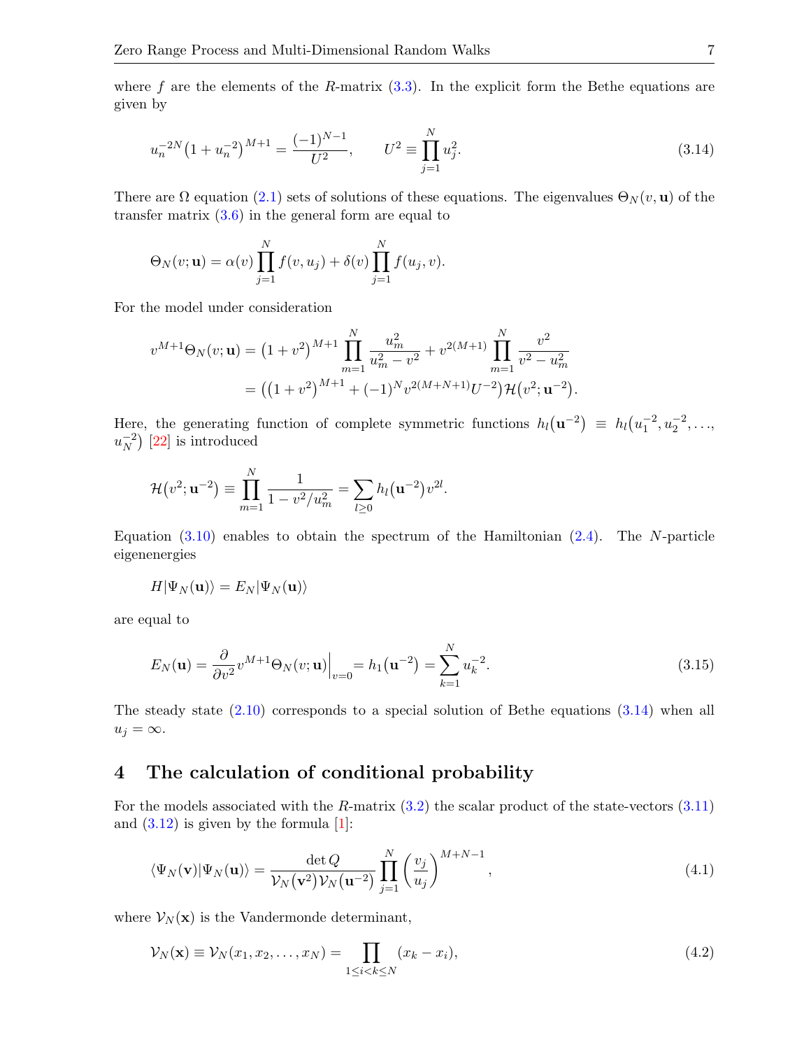where $f$ are the elements of the $R$-matrix (3.3). In the explicit form the Bethe equations are given by

$$u_n^{-2N}\big(1+u_n^{-2}\big)^{M+1} = \frac{(-1)^{N-1}}{U^2}, \qquad U^2 \equiv \prod_{j=1}^{N} u_j^2. \tag{3.14}$$

There are $\Omega$ equation (2.1) sets of solutions of these equations. The eigenvalues $\Theta_N(v,\mathbf{u})$ of the transfer matrix (3.6) in the general form are equal to

$$\Theta_N(v;\mathbf{u}) = \alpha(v)\prod_{j=1}^{N} f(v,u_j) + \delta(v)\prod_{j=1}^{N} f(u_j,v).$$

For the model under consideration

$$\begin{aligned} v^{M+1}\Theta_N(v;\mathbf{u}) &= \big(1+v^2\big)^{M+1}\prod_{m=1}^{N}\frac{u_m^2}{u_m^2-v^2} + v^{2(M+1)}\prod_{m=1}^{N}\frac{v^2}{v^2-u_m^2} \\ &= \Big(\big(1+v^2\big)^{M+1} + (-1)^N v^{2(M+N+1)}U^{-2}\Big)\mathcal{H}\big(v^2;\mathbf{u}^{-2}\big). \end{aligned}$$

Here, the generating function of complete symmetric functions $h_l\big(\mathbf{u}^{-2}\big) \equiv h_l\big(u_1^{-2},u_2^{-2},\ldots,u_N^{-2}\big)$ [22] is introduced

$$\mathcal{H}\big(v^2;\mathbf{u}^{-2}\big) \equiv \prod_{m=1}^{N}\frac{1}{1-v^2/u_m^2} = \sum_{l\geq 0} h_l\big(\mathbf{u}^{-2}\big)v^{2l}.$$

Equation (3.10) enables to obtain the spectrum of the Hamiltonian (2.4). The $N$-particle eigenenergies

$$H|\Psi_N(\mathbf{u})\rangle = E_N|\Psi_N(\mathbf{u})\rangle$$

are equal to

$$E_N(\mathbf{u}) = \frac{\partial}{\partial v^2}v^{M+1}\Theta_N(v;\mathbf{u})\Big|_{v=0} = h_1\big(\mathbf{u}^{-2}\big) = \sum_{k=1}^{N} u_k^{-2}. \tag{3.15}$$

The steady state (2.10) corresponds to a special solution of Bethe equations (3.14) when all $u_j = \infty$.

## 4 The calculation of conditional probability

For the models associated with the $R$-matrix (3.2) the scalar product of the state-vectors (3.11) and (3.12) is given by the formula [1]:

$$\langle\Psi_N(\mathbf{v})|\Psi_N(\mathbf{u})\rangle = \frac{\det Q}{\mathcal{V}_N\big(\mathbf{v}^2\big)\mathcal{V}_N\big(\mathbf{u}^{-2}\big)}\prod_{j=1}^{N}\left(\frac{v_j}{u_j}\right)^{M+N-1}, \tag{4.1}$$

where $\mathcal{V}_N(\mathbf{x})$ is the Vandermonde determinant,

$$\mathcal{V}_N(\mathbf{x}) \equiv \mathcal{V}_N(x_1,x_2,\ldots,x_N) = \prod_{1\leq i<k\leq N}(x_k - x_i), \tag{4.2}$$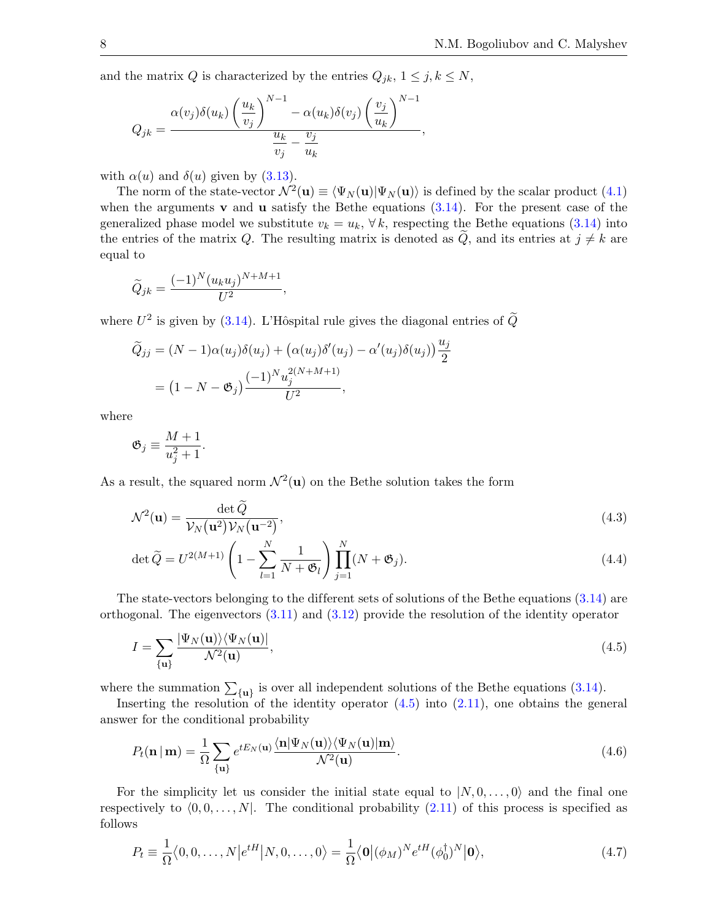and the matrix $Q$ is characterized by the entries $Q_{jk}$, $1 \le j,k \le N$,

$$Q_{jk} = \frac{\alpha(v_j)\delta(u_k)\left(\dfrac{u_k}{v_j}\right)^{N-1} - \alpha(u_k)\delta(v_j)\left(\dfrac{v_j}{u_k}\right)^{N-1}}{\dfrac{u_k}{v_j} - \dfrac{v_j}{u_k}},$$

with $\alpha(u)$ and $\delta(u)$ given by (3.13).

The norm of the state-vector $\mathcal{N}^2(\mathbf{u}) \equiv \langle \Psi_N(\mathbf{u}) | \Psi_N(\mathbf{u}) \rangle$ is defined by the scalar product (4.1) when the arguments $\mathbf{v}$ and $\mathbf{u}$ satisfy the Bethe equations (3.14). For the present case of the generalized phase model we substitute $v_k = u_k$, $\forall\, k$, respecting the Bethe equations (3.14) into the entries of the matrix $Q$. The resulting matrix is denoted as $\widetilde{Q}$, and its entries at $j \neq k$ are equal to

$$\widetilde{Q}_{jk} = \frac{(-1)^N (u_k u_j)^{N+M+1}}{U^2},$$

where $U^2$ is given by (3.14). L'Hôspital rule gives the diagonal entries of $\widetilde{Q}$

$$\begin{aligned}
\widetilde{Q}_{jj} &= (N-1)\alpha(u_j)\delta(u_j) + \big(\alpha(u_j)\delta'(u_j) - \alpha'(u_j)\delta(u_j)\big)\frac{u_j}{2} \\
&= \big(1 - N - \mathfrak{G}_j\big)\frac{(-1)^N u_j^{2(N+M+1)}}{U^2},
\end{aligned}$$

where

$$\mathfrak{G}_j \equiv \frac{M+1}{u_j^2 + 1}.$$

As a result, the squared norm $\mathcal{N}^2(\mathbf{u})$ on the Bethe solution takes the form

$$\mathcal{N}^2(\mathbf{u}) = \frac{\det \widetilde{Q}}{\mathcal{V}_N(\mathbf{u}^2)\mathcal{V}_N(\mathbf{u}^{-2})}, \tag{4.3}$$

$$\det \widetilde{Q} = U^{2(M+1)}\left(1 - \sum_{l=1}^{N} \frac{1}{N + \mathfrak{G}_l}\right)\prod_{j=1}^{N}(N + \mathfrak{G}_j). \tag{4.4}$$

The state-vectors belonging to the different sets of solutions of the Bethe equations (3.14) are orthogonal. The eigenvectors (3.11) and (3.12) provide the resolution of the identity operator

$$I = \sum_{\{\mathbf{u}\}} \frac{|\Psi_N(\mathbf{u})\rangle\langle\Psi_N(\mathbf{u})|}{\mathcal{N}^2(\mathbf{u})}, \tag{4.5}$$

where the summation $\sum_{\{\mathbf{u}\}}$ is over all independent solutions of the Bethe equations (3.14).

Inserting the resolution of the identity operator (4.5) into (2.11), one obtains the general answer for the conditional probability

$$P_t(\mathbf{n}\,|\,\mathbf{m}) = \frac{1}{\Omega}\sum_{\{\mathbf{u}\}} e^{tE_N(\mathbf{u})}\frac{\langle \mathbf{n}|\Psi_N(\mathbf{u})\rangle\langle\Psi_N(\mathbf{u})|\mathbf{m}\rangle}{\mathcal{N}^2(\mathbf{u})}. \tag{4.6}$$

For the simplicity let us consider the initial state equal to $|N,0,\ldots,0\rangle$ and the final one respectively to $\langle 0,0,\ldots,N|$. The conditional probability (2.11) of this process is specified as follows

$$P_t \equiv \frac{1}{\Omega}\big\langle 0,0,\ldots,N\big|e^{tH}\big|N,0,\ldots,0\big\rangle = \frac{1}{\Omega}\big\langle \mathbf{0}\big|(\phi_M)^N e^{tH}(\phi_0^\dagger)^N\big|\mathbf{0}\big\rangle, \tag{4.7}$$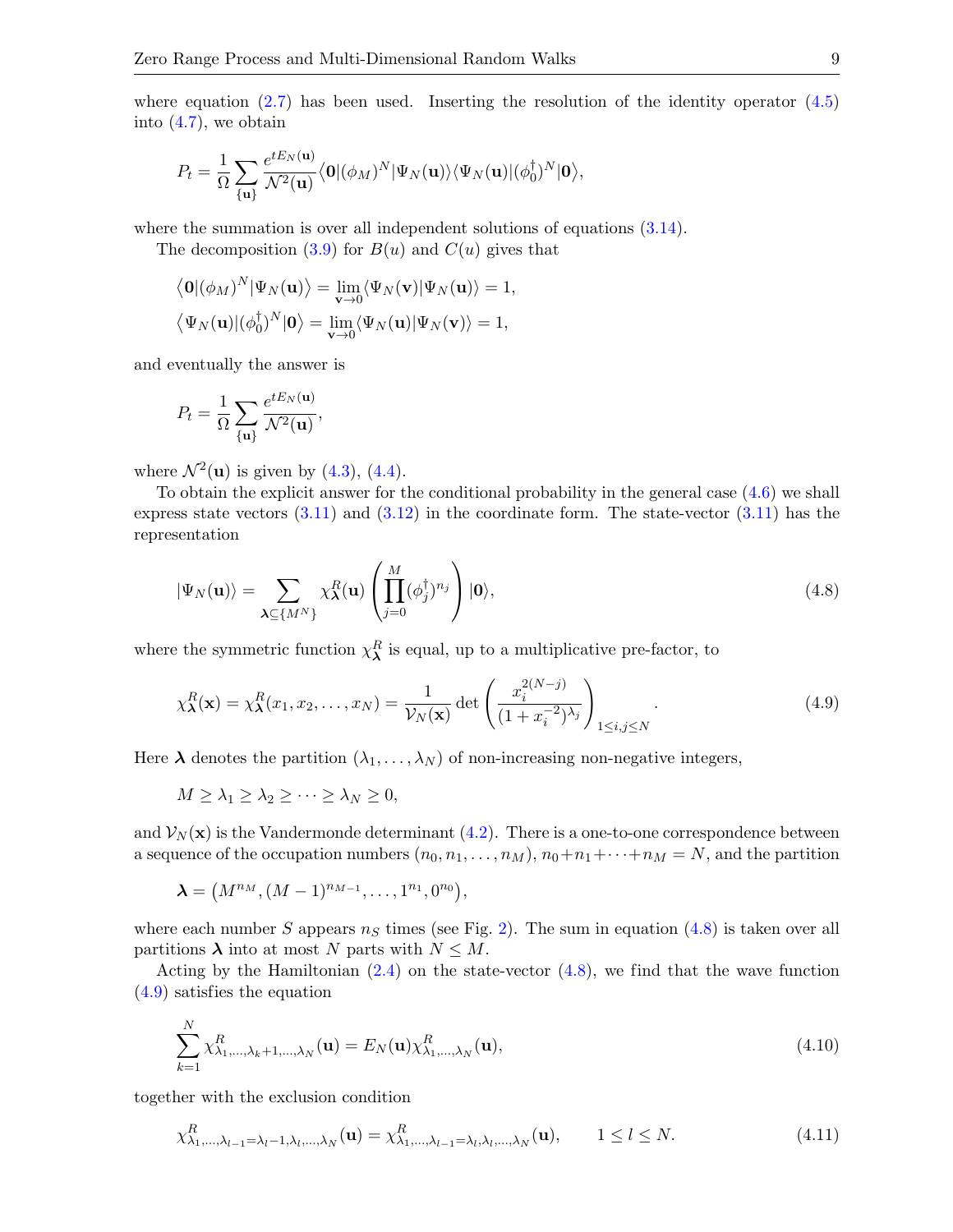where equation (2.7) has been used. Inserting the resolution of the identity operator (4.5) into (4.7), we obtain

$$P_t = \frac{1}{\Omega} \sum_{\{\mathbf{u}\}} \frac{e^{tE_N(\mathbf{u})}}{\mathcal{N}^2(\mathbf{u})} \big\langle \mathbf{0} | (\phi_M)^N | \Psi_N(\mathbf{u}) \big\rangle \langle \Psi_N(\mathbf{u}) | (\phi_0^\dagger)^N | \mathbf{0} \rangle,$$

where the summation is over all independent solutions of equations (3.14).

The decomposition (3.9) for $B(u)$ and $C(u)$ gives that

$$\begin{aligned}
&\big\langle \mathbf{0} | (\phi_M)^N | \Psi_N(\mathbf{u}) \big\rangle = \lim_{\mathbf{v}\to 0} \langle \Psi_N(\mathbf{v}) | \Psi_N(\mathbf{u}) \rangle = 1, \\
&\big\langle \Psi_N(\mathbf{u}) | (\phi_0^\dagger)^N | \mathbf{0} \big\rangle = \lim_{\mathbf{v}\to 0} \langle \Psi_N(\mathbf{u}) | \Psi_N(\mathbf{v}) \rangle = 1,
\end{aligned}$$

and eventually the answer is

$$P_t = \frac{1}{\Omega} \sum_{\{\mathbf{u}\}} \frac{e^{tE_N(\mathbf{u})}}{\mathcal{N}^2(\mathbf{u})},$$

where $\mathcal{N}^2(\mathbf{u})$ is given by (4.3), (4.4).

To obtain the explicit answer for the conditional probability in the general case (4.6) we shall express state vectors (3.11) and (3.12) in the coordinate form. The state-vector (3.11) has the representation

$$|\Psi_N(\mathbf{u})\rangle = \sum_{\boldsymbol{\lambda} \subseteq \{M^N\}} \chi^R_{\boldsymbol{\lambda}}(\mathbf{u}) \left( \prod_{j=0}^{M} (\phi_j^\dagger)^{n_j} \right) |\mathbf{0}\rangle, \tag{4.8}$$

where the symmetric function $\chi^R_{\boldsymbol{\lambda}}$ is equal, up to a multiplicative pre-factor, to

$$\chi^R_{\boldsymbol{\lambda}}(\mathbf{x}) = \chi^R_{\boldsymbol{\lambda}}(x_1, x_2, \dots, x_N) = \frac{1}{\mathcal{V}_N(\mathbf{x})} \det \left( \frac{x_i^{2(N-j)}}{(1 + x_i^{-2})^{\lambda_j}} \right)_{1 \le i,j \le N}. \tag{4.9}$$

Here $\boldsymbol{\lambda}$ denotes the partition $(\lambda_1, \dots, \lambda_N)$ of non-increasing non-negative integers,

$$M \ge \lambda_1 \ge \lambda_2 \ge \cdots \ge \lambda_N \ge 0,$$

and $\mathcal{V}_N(\mathbf{x})$ is the Vandermonde determinant (4.2). There is a one-to-one correspondence between a sequence of the occupation numbers $(n_0, n_1, \dots, n_M)$, $n_0 + n_1 + \cdots + n_M = N$, and the partition

$$\boldsymbol{\lambda} = \big(M^{n_M}, (M-1)^{n_{M-1}}, \dots, 1^{n_1}, 0^{n_0}\big),$$

where each number $S$ appears $n_S$ times (see Fig. 2). The sum in equation (4.8) is taken over all partitions $\boldsymbol{\lambda}$ into at most $N$ parts with $N \le M$.

Acting by the Hamiltonian (2.4) on the state-vector (4.8), we find that the wave function (4.9) satisfies the equation

$$\sum_{k=1}^{N} \chi^R_{\lambda_1, \dots, \lambda_k + 1, \dots, \lambda_N}(\mathbf{u}) = E_N(\mathbf{u}) \chi^R_{\lambda_1, \dots, \lambda_N}(\mathbf{u}), \tag{4.10}$$

together with the exclusion condition

$$\chi^R_{\lambda_1, \dots, \lambda_{l-1} = \lambda_l - 1, \lambda_l, \dots, \lambda_N}(\mathbf{u}) = \chi^R_{\lambda_1, \dots, \lambda_{l-1} = \lambda_l, \lambda_l, \dots, \lambda_N}(\mathbf{u}), \qquad 1 \le l \le N. \tag{4.11}$$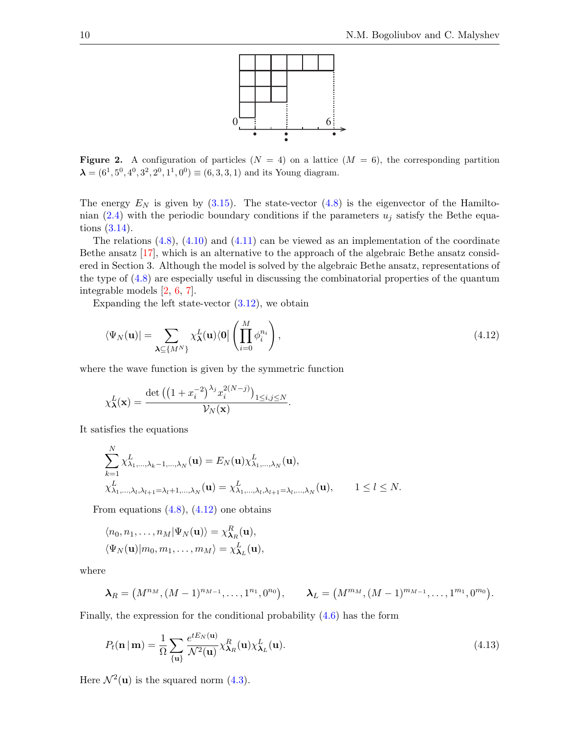**Figure 2.** A configuration of particles ($N = 4$) on a lattice ($M = 6$), the corresponding partition $\boldsymbol{\lambda} = (6^1, 5^0, 4^0, 3^2, 2^0, 1^1, 0^0) \equiv (6, 3, 3, 1)$ and its Young diagram.

The energy $E_N$ is given by (3.15). The state-vector (4.8) is the eigenvector of the Hamiltonian (2.4) with the periodic boundary conditions if the parameters $u_j$ satisfy the Bethe equations (3.14).

The relations (4.8), (4.10) and (4.11) can be viewed as an implementation of the coordinate Bethe ansatz [17], which is an alternative to the approach of the algebraic Bethe ansatz considered in Section 3. Although the model is solved by the algebraic Bethe ansatz, representations of the type of (4.8) are especially useful in discussing the combinatorial properties of the quantum integrable models [2, 6, 7].

Expanding the left state-vector (3.12), we obtain

$$
\langle \Psi_N(\mathbf{u})| = \sum_{\boldsymbol{\lambda} \subseteq \{M^N\}} \chi^L_{\boldsymbol{\lambda}}(\mathbf{u}) \langle \mathbf{0}| \left( \prod_{i=0}^{M} \phi_i^{n_i} \right), \tag{4.12}
$$

where the wave function is given by the symmetric function

$$
\chi^L_{\boldsymbol{\lambda}}(\mathbf{x}) = \frac{\det\left( \left(1 + x_i^{-2}\right)^{\lambda_j} x_i^{2(N-j)} \right)_{1 \le i,j \le N}}{\mathcal{V}_N(\mathbf{x})}.
$$

It satisfies the equations

$$
\begin{aligned}
&\sum_{k=1}^{N} \chi^L_{\lambda_1,\ldots,\lambda_k - 1,\ldots,\lambda_N}(\mathbf{u}) = E_N(\mathbf{u}) \chi^L_{\lambda_1,\ldots,\lambda_N}(\mathbf{u}), \\
&\chi^L_{\lambda_1,\ldots,\lambda_l,\lambda_{l+1}=\lambda_l+1,\ldots,\lambda_N}(\mathbf{u}) = \chi^L_{\lambda_1,\ldots,\lambda_l,\lambda_{l+1}=\lambda_l,\ldots,\lambda_N}(\mathbf{u}), \qquad 1 \le l \le N.
\end{aligned}
$$

From equations (4.8), (4.12) one obtains

$$
\begin{aligned}
&\langle n_0, n_1, \ldots, n_M | \Psi_N(\mathbf{u}) \rangle = \chi^R_{\boldsymbol{\lambda}_R}(\mathbf{u}), \\
&\langle \Psi_N(\mathbf{u}) | m_0, m_1, \ldots, m_M \rangle = \chi^L_{\boldsymbol{\lambda}_L}(\mathbf{u}),
\end{aligned}
$$

where

$$
\boldsymbol{\lambda}_R = \left(M^{n_M}, (M-1)^{n_{M-1}}, \ldots, 1^{n_1}, 0^{n_0}\right), \qquad \boldsymbol{\lambda}_L = \left(M^{m_M}, (M-1)^{m_{M-1}}, \ldots, 1^{m_1}, 0^{m_0}\right).
$$

Finally, the expression for the conditional probability (4.6) has the form

$$
P_t(\mathbf{n} \,|\, \mathbf{m}) = \frac{1}{\Omega} \sum_{\{\mathbf{u}\}} \frac{e^{tE_N(\mathbf{u})}}{\mathcal{N}^2(\mathbf{u})} \chi^R_{\boldsymbol{\lambda}_R}(\mathbf{u}) \chi^L_{\boldsymbol{\lambda}_L}(\mathbf{u}). \tag{4.13}
$$

Here $\mathcal{N}^2(\mathbf{u})$ is the squared norm (4.3).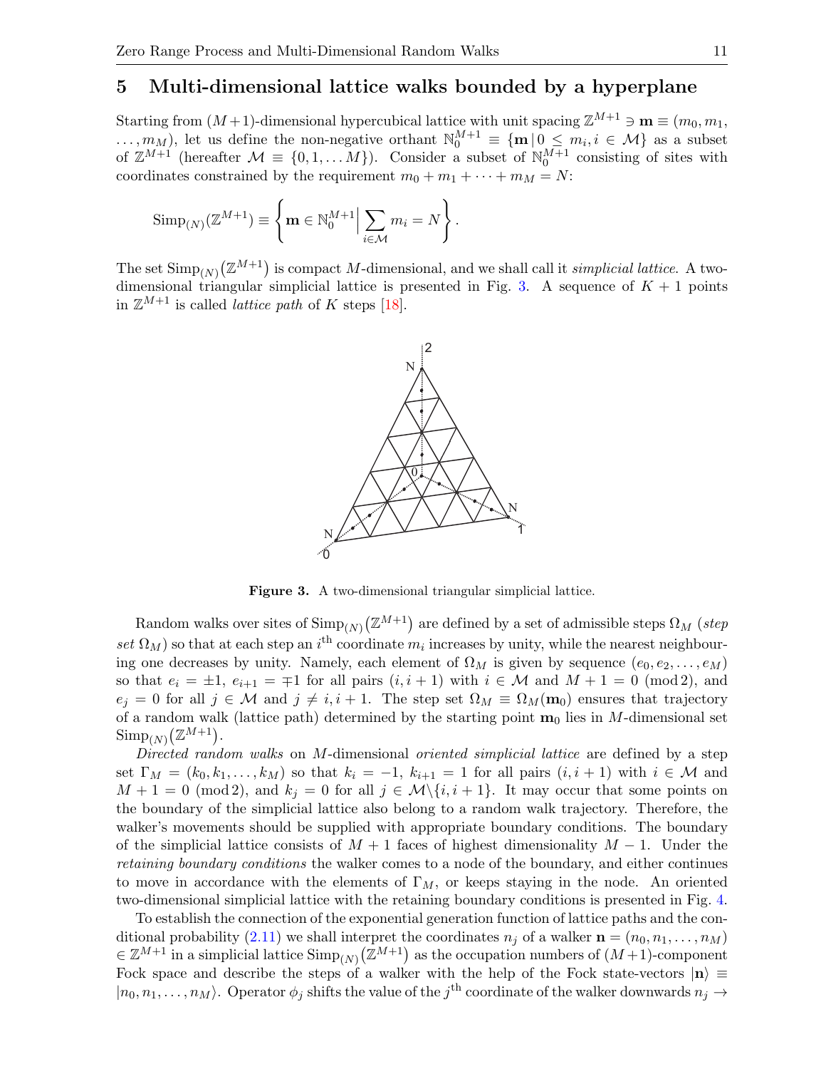## 5 Multi-dimensional lattice walks bounded by a hyperplane

Starting from $(M+1)$-dimensional hypercubical lattice with unit spacing $\mathbb{Z}^{M+1} \ni \mathbf{m} \equiv (m_0, m_1, \ldots, m_M)$, let us define the non-negative orthant $\mathbb{N}_0^{M+1} \equiv \{\mathbf{m}\,|\, 0 \le m_i, i \in \mathcal{M}\}$ as a subset of $\mathbb{Z}^{M+1}$ (hereafter $\mathcal{M} \equiv \{0, 1, \ldots M\}$). Consider a subset of $\mathbb{N}_0^{M+1}$ consisting of sites with coordinates constrained by the requirement $m_0 + m_1 + \cdots + m_M = N$:

$$\mathrm{Simp}_{(N)}(\mathbb{Z}^{M+1}) \equiv \left\{ \mathbf{m} \in \mathbb{N}_0^{M+1} \Big| \sum_{i \in \mathcal{M}} m_i = N \right\}.$$

The set $\mathrm{Simp}_{(N)}(\mathbb{Z}^{M+1})$ is compact $M$-dimensional, and we shall call it *simplicial lattice*. A two-dimensional triangular simplicial lattice is presented in Fig. 3. A sequence of $K+1$ points in $\mathbb{Z}^{M+1}$ is called *lattice path* of $K$ steps [18].

**Figure 3.** A two-dimensional triangular simplicial lattice.

Random walks over sites of $\mathrm{Simp}_{(N)}(\mathbb{Z}^{M+1})$ are defined by a set of admissible steps $\Omega_M$ (*step set* $\Omega_M$) so that at each step an $i^{\text{th}}$ coordinate $m_i$ increases by unity, while the nearest neighbouring one decreases by unity. Namely, each element of $\Omega_M$ is given by sequence $(e_0, e_2, \ldots, e_M)$ so that $e_i = \pm 1$, $e_{i+1} = \mp 1$ for all pairs $(i, i+1)$ with $i \in \mathcal{M}$ and $M + 1 = 0 \pmod 2$, and $e_j = 0$ for all $j \in \mathcal{M}$ and $j \neq i, i+1$. The step set $\Omega_M \equiv \Omega_M(\mathbf{m}_0)$ ensures that trajectory of a random walk (lattice path) determined by the starting point $\mathbf{m}_0$ lies in $M$-dimensional set $\mathrm{Simp}_{(N)}(\mathbb{Z}^{M+1})$.

*Directed random walks* on $M$-dimensional *oriented simplicial lattice* are defined by a step set $\Gamma_M = (k_0, k_1, \ldots, k_M)$ so that $k_i = -1$, $k_{i+1} = 1$ for all pairs $(i, i+1)$ with $i \in \mathcal{M}$ and $M + 1 = 0 \pmod 2$, and $k_j = 0$ for all $j \in \mathcal{M} \backslash \{i, i+1\}$. It may occur that some points on the boundary of the simplicial lattice also belong to a random walk trajectory. Therefore, the walker's movements should be supplied with appropriate boundary conditions. The boundary of the simplicial lattice consists of $M+1$ faces of highest dimensionality $M-1$. Under the *retaining boundary conditions* the walker comes to a node of the boundary, and either continues to move in accordance with the elements of $\Gamma_M$, or keeps staying in the node. An oriented two-dimensional simplicial lattice with the retaining boundary conditions is presented in Fig. 4.

To establish the connection of the exponential generation function of lattice paths and the conditional probability (2.11) we shall interpret the coordinates $n_j$ of a walker $\mathbf{n} = (n_0, n_1, \ldots, n_M) \in \mathbb{Z}^{M+1}$ in a simplicial lattice $\mathrm{Simp}_{(N)}(\mathbb{Z}^{M+1})$ as the occupation numbers of $(M+1)$-component Fock space and describe the steps of a walker with the help of the Fock state-vectors $|\mathbf{n}\rangle \equiv |n_0, n_1, \ldots, n_M\rangle$. Operator $\phi_j$ shifts the value of the $j^{\text{th}}$ coordinate of the walker downwards $n_j \to$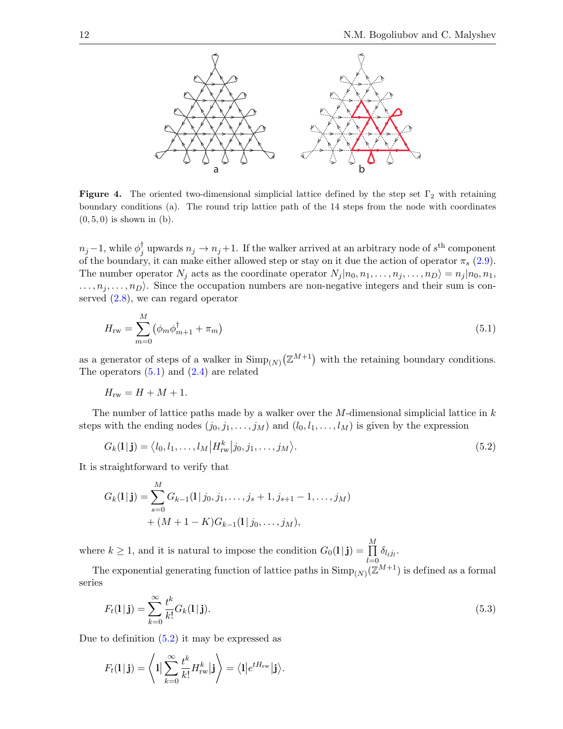**Figure 4.** The oriented two-dimensional simplicial lattice defined by the step set $\Gamma_2$ with retaining boundary conditions (a). The round trip lattice path of the 14 steps from the node with coordinates $(0, 5, 0)$ is shown in (b).

$n_j - 1$, while $\phi_j^\dagger$ upwards $n_j \to n_j + 1$. If the walker arrived at an arbitrary node of $s^{\text{th}}$ component of the boundary, it can make either allowed step or stay on it due the action of operator $\pi_s$ (2.9). The number operator $N_j$ acts as the coordinate operator $N_j |n_0, n_1, \ldots, n_j, \ldots, n_D\rangle = n_j |n_0, n_1, \ldots, n_j, \ldots, n_D\rangle$. Since the occupation numbers are non-negative integers and their sum is conserved (2.8), we can regard operator

$$
H_{\text{rw}} = \sum_{m=0}^{M} \left( \phi_m \phi_{m+1}^\dagger + \pi_m \right) \tag{5.1}
$$

as a generator of steps of a walker in $\mathrm{Simp}_{(N)}\left(\mathbb{Z}^{M+1}\right)$ with the retaining boundary conditions. The operators (5.1) and (2.4) are related

$$
H_{\text{rw}} = H + M + 1.
$$

The number of lattice paths made by a walker over the $M$-dimensional simplicial lattice in $k$ steps with the ending nodes $(j_0, j_1, \ldots, j_M)$ and $(l_0, l_1, \ldots, l_M)$ is given by the expression

$$
G_k(\mathbf{l}\,|\,\mathbf{j}) = \left\langle l_0, l_1, \ldots, l_M \middle| H_{\text{rw}}^k \middle| j_0, j_1, \ldots, j_M \right\rangle. \tag{5.2}
$$

It is straightforward to verify that

$$
\begin{aligned}
G_k(\mathbf{l}\,|\,\mathbf{j}) = &\sum_{s=0}^{M} G_{k-1}(\mathbf{l}\,|\,j_0, j_1, \ldots, j_s + 1, j_{s+1} - 1, \ldots, j_M) \\
&+ (M + 1 - K) G_{k-1}(\mathbf{l}\,|\,j_0, \ldots, j_M),
\end{aligned}
$$

where $k \geq 1$, and it is natural to impose the condition $G_0(\mathbf{l}\,|\,\mathbf{j}) = \prod_{l=0}^{M} \delta_{l_l j_l}$.

The exponential generating function of lattice paths in $\mathrm{Simp}_{(N)}(\mathbb{Z}^{M+1})$ is defined as a formal series

$$
F_t(\mathbf{l}\,|\,\mathbf{j}) = \sum_{k=0}^{\infty} \frac{t^k}{k!} G_k(\mathbf{l}\,|\,\mathbf{j}). \tag{5.3}
$$

Due to definition (5.2) it may be expressed as

$$
F_t(\mathbf{l}\,|\,\mathbf{j}) = \left\langle \mathbf{l} \middle| \sum_{k=0}^{\infty} \frac{t^k}{k!} H_{\text{rw}}^k \middle| \mathbf{j} \right\rangle = \left\langle \mathbf{l} \middle| e^{t H_{\text{rw}}} \middle| \mathbf{j} \right\rangle.
$$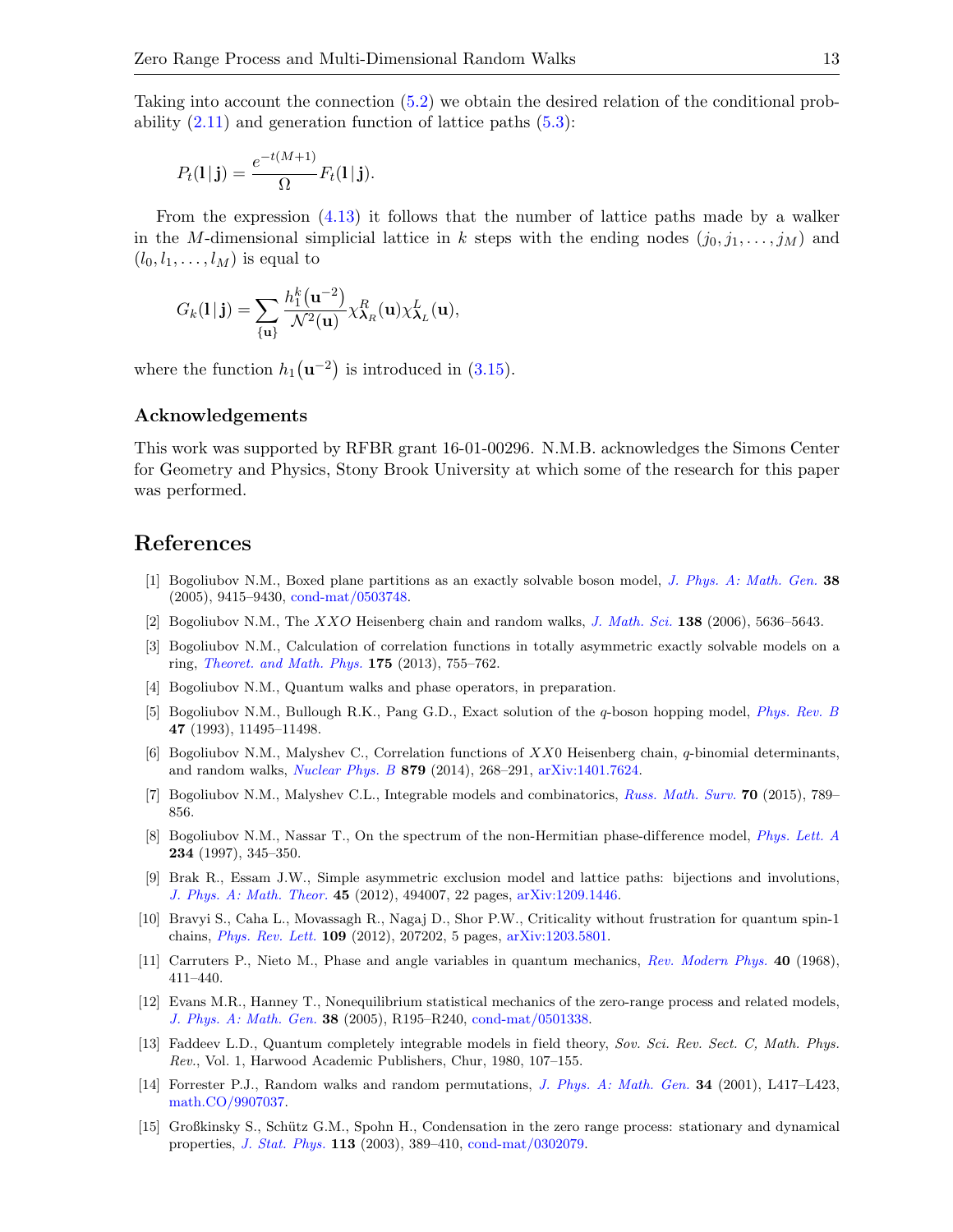Taking into account the connection (5.2) we obtain the desired relation of the conditional probability (2.11) and generation function of lattice paths (5.3):

$$P_t(\mathbf{l}\,|\,\mathbf{j}) = \frac{e^{-t(M+1)}}{\Omega} F_t(\mathbf{l}\,|\,\mathbf{j}).$$

From the expression (4.13) it follows that the number of lattice paths made by a walker in the $M$-dimensional simplicial lattice in $k$ steps with the ending nodes $(j_0, j_1, \dots, j_M)$ and $(l_0, l_1, \dots, l_M)$ is equal to

$$G_k(\mathbf{l}\,|\,\mathbf{j}) = \sum_{\{\mathbf{u}\}} \frac{h_1^k(\mathbf{u}^{-2})}{\mathcal{N}^2(\mathbf{u})} \chi^R_{\boldsymbol{\lambda}_R}(\mathbf{u}) \chi^L_{\boldsymbol{\lambda}_L}(\mathbf{u}),$$

where the function $h_1(\mathbf{u}^{-2})$ is introduced in (3.15).

### Acknowledgements

This work was supported by RFBR grant 16-01-00296. N.M.B. acknowledges the Simons Center for Geometry and Physics, Stony Brook University at which some of the research for this paper was performed.

## References

[1] Bogoliubov N.M., Boxed plane partitions as an exactly solvable boson model, *J. Phys. A: Math. Gen.* **38** (2005), 9415–9430, cond-mat/0503748.

[2] Bogoliubov N.M., The $XXO$ Heisenberg chain and random walks, *J. Math. Sci.* **138** (2006), 5636–5643.

[3] Bogoliubov N.M., Calculation of correlation functions in totally asymmetric exactly solvable models on a ring, *Theoret. and Math. Phys.* **175** (2013), 755–762.

[4] Bogoliubov N.M., Quantum walks and phase operators, in preparation.

[5] Bogoliubov N.M., Bullough R.K., Pang G.D., Exact solution of the $q$-boson hopping model, *Phys. Rev. B* **47** (1993), 11495–11498.

[6] Bogoliubov N.M., Malyshev C., Correlation functions of $XX0$ Heisenberg chain, $q$-binomial determinants, and random walks, *Nuclear Phys. B* **879** (2014), 268–291, arXiv:1401.7624.

[7] Bogoliubov N.M., Malyshev C.L., Integrable models and combinatorics, *Russ. Math. Surv.* **70** (2015), 789–856.

[8] Bogoliubov N.M., Nassar T., On the spectrum of the non-Hermitian phase-difference model, *Phys. Lett. A* **234** (1997), 345–350.

[9] Brak R., Essam J.W., Simple asymmetric exclusion model and lattice paths: bijections and involutions, *J. Phys. A: Math. Theor.* **45** (2012), 494007, 22 pages, arXiv:1209.1446.

[10] Bravyi S., Caha L., Movassagh R., Nagaj D., Shor P.W., Criticality without frustration for quantum spin-1 chains, *Phys. Rev. Lett.* **109** (2012), 207202, 5 pages, arXiv:1203.5801.

[11] Carruters P., Nieto M., Phase and angle variables in quantum mechanics, *Rev. Modern Phys.* **40** (1968), 411–440.

[12] Evans M.R., Hanney T., Nonequilibrium statistical mechanics of the zero-range process and related models, *J. Phys. A: Math. Gen.* **38** (2005), R195–R240, cond-mat/0501338.

[13] Faddeev L.D., Quantum completely integrable models in field theory, *Sov. Sci. Rev. Sect. C, Math. Phys. Rev.*, Vol. 1, Harwood Academic Publishers, Chur, 1980, 107–155.

[14] Forrester P.J., Random walks and random permutations, *J. Phys. A: Math. Gen.* **34** (2001), L417–L423, math.CO/9907037.

[15] Großkinsky S., Schütz G.M., Spohn H., Condensation in the zero range process: stationary and dynamical properties, *J. Stat. Phys.* **113** (2003), 389–410, cond-mat/0302079.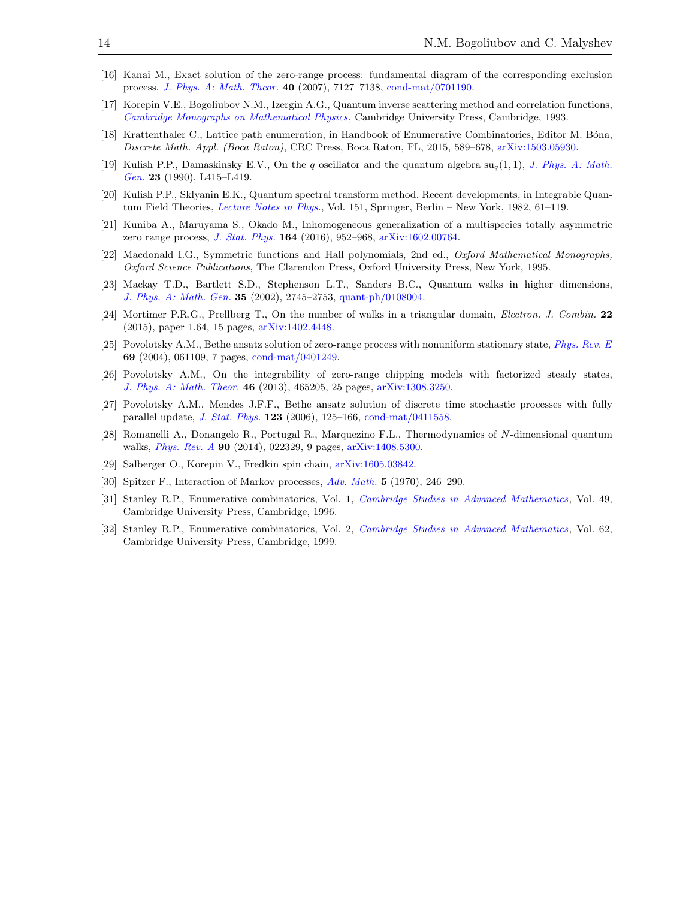[16] Kanai M., Exact solution of the zero-range process: fundamental diagram of the corresponding exclusion process, *J. Phys. A: Math. Theor.* **40** (2007), 7127–7138, cond-mat/0701190.

[17] Korepin V.E., Bogoliubov N.M., Izergin A.G., Quantum inverse scattering method and correlation functions, *Cambridge Monographs on Mathematical Physics*, Cambridge University Press, Cambridge, 1993.

[18] Krattenthaler C., Lattice path enumeration, in Handbook of Enumerative Combinatorics, Editor M. Bóna, *Discrete Math. Appl. (Boca Raton)*, CRC Press, Boca Raton, FL, 2015, 589–678, arXiv:1503.05930.

[19] Kulish P.P., Damaskinsky E.V., On the $q$ oscillator and the quantum algebra $\mathrm{su}_q(1,1)$, *J. Phys. A: Math. Gen.* **23** (1990), L415–L419.

[20] Kulish P.P., Sklyanin E.K., Quantum spectral transform method. Recent developments, in Integrable Quantum Field Theories, *Lecture Notes in Phys.*, Vol. 151, Springer, Berlin – New York, 1982, 61–119.

[21] Kuniba A., Maruyama S., Okado M., Inhomogeneous generalization of a multispecies totally asymmetric zero range process, *J. Stat. Phys.* **164** (2016), 952–968, arXiv:1602.00764.

[22] Macdonald I.G., Symmetric functions and Hall polynomials, 2nd ed., *Oxford Mathematical Monographs, Oxford Science Publications*, The Clarendon Press, Oxford University Press, New York, 1995.

[23] Mackay T.D., Bartlett S.D., Stephenson L.T., Sanders B.C., Quantum walks in higher dimensions, *J. Phys. A: Math. Gen.* **35** (2002), 2745–2753, quant-ph/0108004.

[24] Mortimer P.R.G., Prellberg T., On the number of walks in a triangular domain, *Electron. J. Combin.* **22** (2015), paper 1.64, 15 pages, arXiv:1402.4448.

[25] Povolotsky A.M., Bethe ansatz solution of zero-range process with nonuniform stationary state, *Phys. Rev. E* **69** (2004), 061109, 7 pages, cond-mat/0401249.

[26] Povolotsky A.M., On the integrability of zero-range chipping models with factorized steady states, *J. Phys. A: Math. Theor.* **46** (2013), 465205, 25 pages, arXiv:1308.3250.

[27] Povolotsky A.M., Mendes J.F.F., Bethe ansatz solution of discrete time stochastic processes with fully parallel update, *J. Stat. Phys.* **123** (2006), 125–166, cond-mat/0411558.

[28] Romanelli A., Donangelo R., Portugal R., Marquezino F.L., Thermodynamics of $N$-dimensional quantum walks, *Phys. Rev. A* **90** (2014), 022329, 9 pages, arXiv:1408.5300.

[29] Salberger O., Korepin V., Fredkin spin chain, arXiv:1605.03842.

[30] Spitzer F., Interaction of Markov processes, *Adv. Math.* **5** (1970), 246–290.

[31] Stanley R.P., Enumerative combinatorics, Vol. 1, *Cambridge Studies in Advanced Mathematics*, Vol. 49, Cambridge University Press, Cambridge, 1996.

[32] Stanley R.P., Enumerative combinatorics, Vol. 2, *Cambridge Studies in Advanced Mathematics*, Vol. 62, Cambridge University Press, Cambridge, 1999.